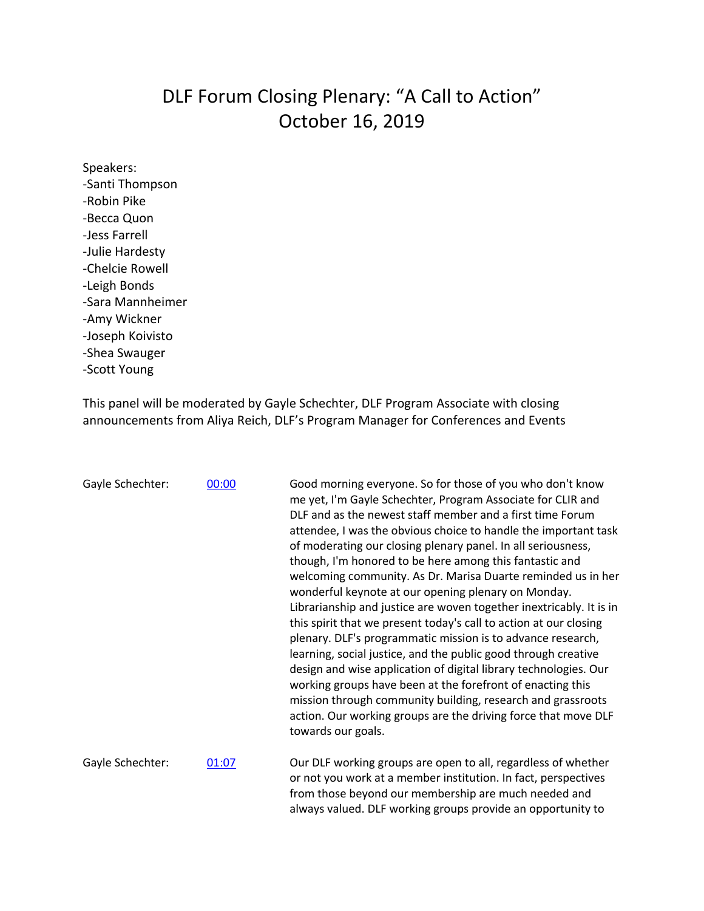# DLF Forum Closing Plenary: "A Call to Action"
# October 16, 2019

Speakers:
-Santi Thompson
-Robin Pike
-Becca Quon
-Jess Farrell
-Julie Hardesty
-Chelcie Rowell
-Leigh Bonds
-Sara Mannheimer
-Amy Wickner
-Joseph Koivisto
-Shea Swauger
-Scott Young

This panel will be moderated by Gayle Schechter, DLF Program Associate with closing announcements from Aliya Reich, DLF's Program Manager for Conferences and Events

| | | |
|---|---|---|
| Gayle Schechter: | [00:00]() | Good morning everyone. So for those of you who don't know me yet, I'm Gayle Schechter, Program Associate for CLIR and DLF and as the newest staff member and a first time Forum attendee, I was the obvious choice to handle the important task of moderating our closing plenary panel. In all seriousness, though, I'm honored to be here among this fantastic and welcoming community. As Dr. Marisa Duarte reminded us in her wonderful keynote at our opening plenary on Monday. Librarianship and justice are woven together inextricably. It is in this spirit that we present today's call to action at our closing plenary. DLF's programmatic mission is to advance research, learning, social justice, and the public good through creative design and wise application of digital library technologies. Our working groups have been at the forefront of enacting this mission through community building, research and grassroots action. Our working groups are the driving force that move DLF towards our goals. |
| Gayle Schechter: | [01:07]() | Our DLF working groups are open to all, regardless of whether or not you work at a member institution. In fact, perspectives from those beyond our membership are much needed and always valued. DLF working groups provide an opportunity to |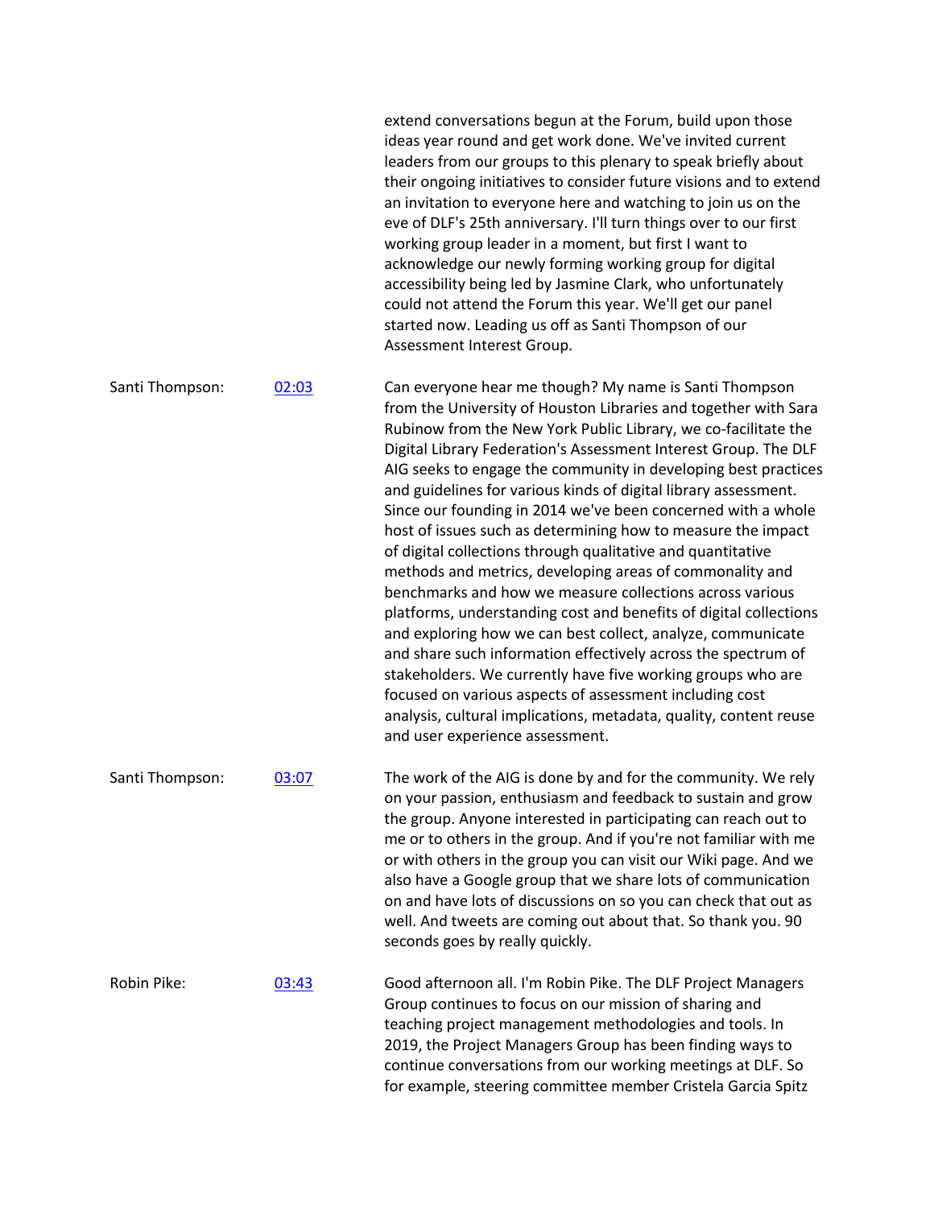extend conversations begun at the Forum, build upon those ideas year round and get work done. We've invited current leaders from our groups to this plenary to speak briefly about their ongoing initiatives to consider future visions and to extend an invitation to everyone here and watching to join us on the eve of DLF's 25th anniversary. I'll turn things over to our first working group leader in a moment, but first I want to acknowledge our newly forming working group for digital accessibility being led by Jasmine Clark, who unfortunately could not attend the Forum this year. We'll get our panel started now. Leading us off as Santi Thompson of our Assessment Interest Group.

| | | |
|---|---|---|
| Santi Thompson: | [02:03]() | Can everyone hear me though? My name is Santi Thompson from the University of Houston Libraries and together with Sara Rubinow from the New York Public Library, we co-facilitate the Digital Library Federation's Assessment Interest Group. The DLF AIG seeks to engage the community in developing best practices and guidelines for various kinds of digital library assessment. Since our founding in 2014 we've been concerned with a whole host of issues such as determining how to measure the impact of digital collections through qualitative and quantitative methods and metrics, developing areas of commonality and benchmarks and how we measure collections across various platforms, understanding cost and benefits of digital collections and exploring how we can best collect, analyze, communicate and share such information effectively across the spectrum of stakeholders. We currently have five working groups who are focused on various aspects of assessment including cost analysis, cultural implications, metadata, quality, content reuse and user experience assessment. |
| Santi Thompson: | [03:07]() | The work of the AIG is done by and for the community. We rely on your passion, enthusiasm and feedback to sustain and grow the group. Anyone interested in participating can reach out to me or to others in the group. And if you're not familiar with me or with others in the group you can visit our Wiki page. And we also have a Google group that we share lots of communication on and have lots of discussions on so you can check that out as well. And tweets are coming out about that. So thank you. 90 seconds goes by really quickly. |
| Robin Pike: | [03:43]() | Good afternoon all. I'm Robin Pike. The DLF Project Managers Group continues to focus on our mission of sharing and teaching project management methodologies and tools. In 2019, the Project Managers Group has been finding ways to continue conversations from our working meetings at DLF. So for example, steering committee member Cristela Garcia Spitz |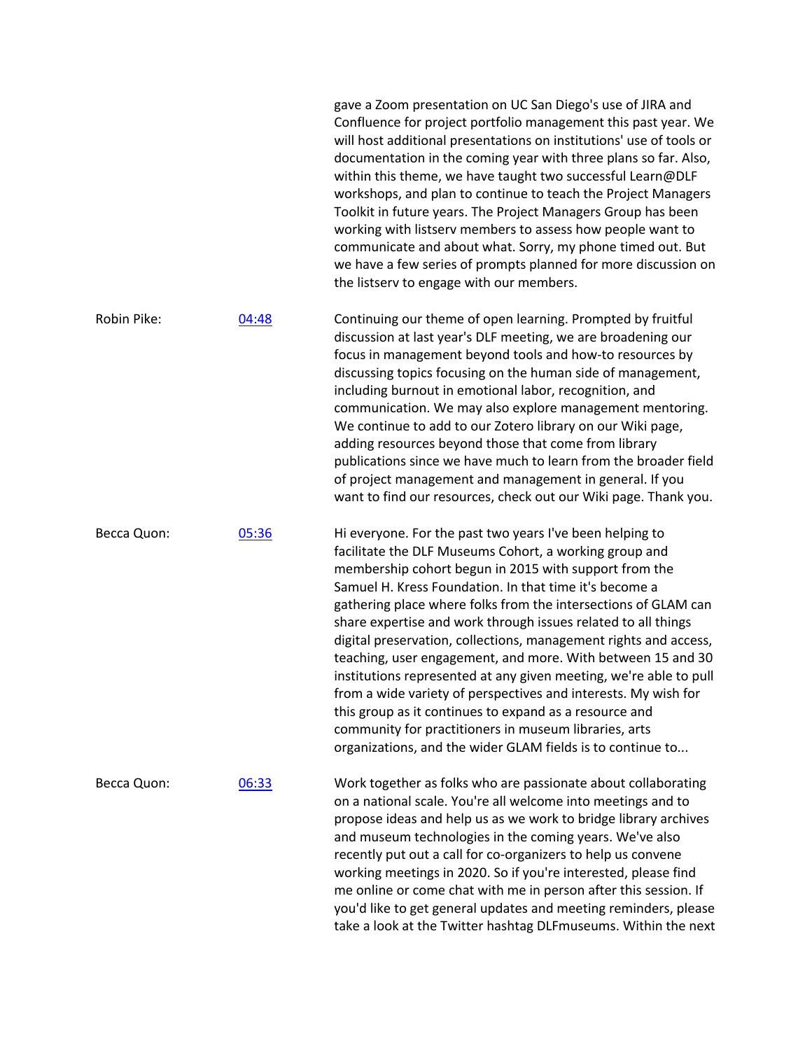| | | |
|---|---|---|
| | | gave a Zoom presentation on UC San Diego's use of JIRA and Confluence for project portfolio management this past year. We will host additional presentations on institutions' use of tools or documentation in the coming year with three plans so far. Also, within this theme, we have taught two successful Learn@DLF workshops, and plan to continue to teach the Project Managers Toolkit in future years. The Project Managers Group has been working with listserv members to assess how people want to communicate and about what. Sorry, my phone timed out. But we have a few series of prompts planned for more discussion on the listserv to engage with our members. |
| Robin Pike: | 04:48 | Continuing our theme of open learning. Prompted by fruitful discussion at last year's DLF meeting, we are broadening our focus in management beyond tools and how-to resources by discussing topics focusing on the human side of management, including burnout in emotional labor, recognition, and communication. We may also explore management mentoring. We continue to add to our Zotero library on our Wiki page, adding resources beyond those that come from library publications since we have much to learn from the broader field of project management and management in general. If you want to find our resources, check out our Wiki page. Thank you. |
| Becca Quon: | 05:36 | Hi everyone. For the past two years I've been helping to facilitate the DLF Museums Cohort, a working group and membership cohort begun in 2015 with support from the Samuel H. Kress Foundation. In that time it's become a gathering place where folks from the intersections of GLAM can share expertise and work through issues related to all things digital preservation, collections, management rights and access, teaching, user engagement, and more. With between 15 and 30 institutions represented at any given meeting, we're able to pull from a wide variety of perspectives and interests. My wish for this group as it continues to expand as a resource and community for practitioners in museum libraries, arts organizations, and the wider GLAM fields is to continue to... |
| Becca Quon: | 06:33 | Work together as folks who are passionate about collaborating on a national scale. You're all welcome into meetings and to propose ideas and help us as we work to bridge library archives and museum technologies in the coming years. We've also recently put out a call for co-organizers to help us convene working meetings in 2020. So if you're interested, please find me online or come chat with me in person after this session. If you'd like to get general updates and meeting reminders, please take a look at the Twitter hashtag DLFmuseums. Within the next |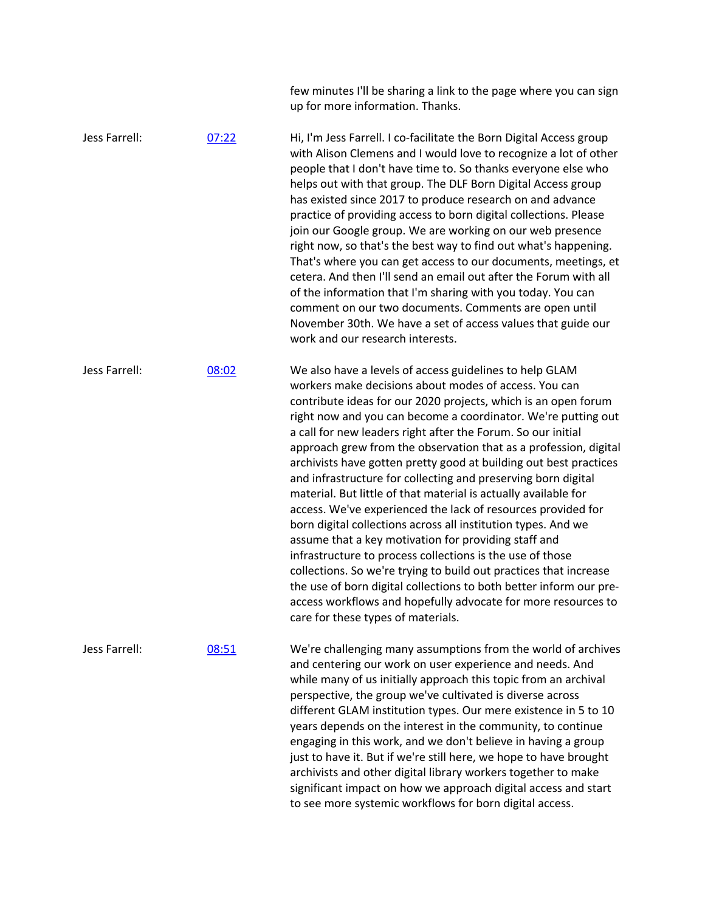few minutes I'll be sharing a link to the page where you can sign up for more information. Thanks.

Jess Farrell: [07:22]

Hi, I'm Jess Farrell. I co-facilitate the Born Digital Access group with Alison Clemens and I would love to recognize a lot of other people that I don't have time to. So thanks everyone else who helps out with that group. The DLF Born Digital Access group has existed since 2017 to produce research on and advance practice of providing access to born digital collections. Please join our Google group. We are working on our web presence right now, so that's the best way to find out what's happening. That's where you can get access to our documents, meetings, et cetera. And then I'll send an email out after the Forum with all of the information that I'm sharing with you today. You can comment on our two documents. Comments are open until November 30th. We have a set of access values that guide our work and our research interests.

Jess Farrell: [08:02]

We also have a levels of access guidelines to help GLAM workers make decisions about modes of access. You can contribute ideas for our 2020 projects, which is an open forum right now and you can become a coordinator. We're putting out a call for new leaders right after the Forum. So our initial approach grew from the observation that as a profession, digital archivists have gotten pretty good at building out best practices and infrastructure for collecting and preserving born digital material. But little of that material is actually available for access. We've experienced the lack of resources provided for born digital collections across all institution types. And we assume that a key motivation for providing staff and infrastructure to process collections is the use of those collections. So we're trying to build out practices that increase the use of born digital collections to both better inform our pre-access workflows and hopefully advocate for more resources to care for these types of materials.

Jess Farrell: [08:51]

We're challenging many assumptions from the world of archives and centering our work on user experience and needs. And while many of us initially approach this topic from an archival perspective, the group we've cultivated is diverse across different GLAM institution types. Our mere existence in 5 to 10 years depends on the interest in the community, to continue engaging in this work, and we don't believe in having a group just to have it. But if we're still here, we hope to have brought archivists and other digital library workers together to make significant impact on how we approach digital access and start to see more systemic workflows for born digital access.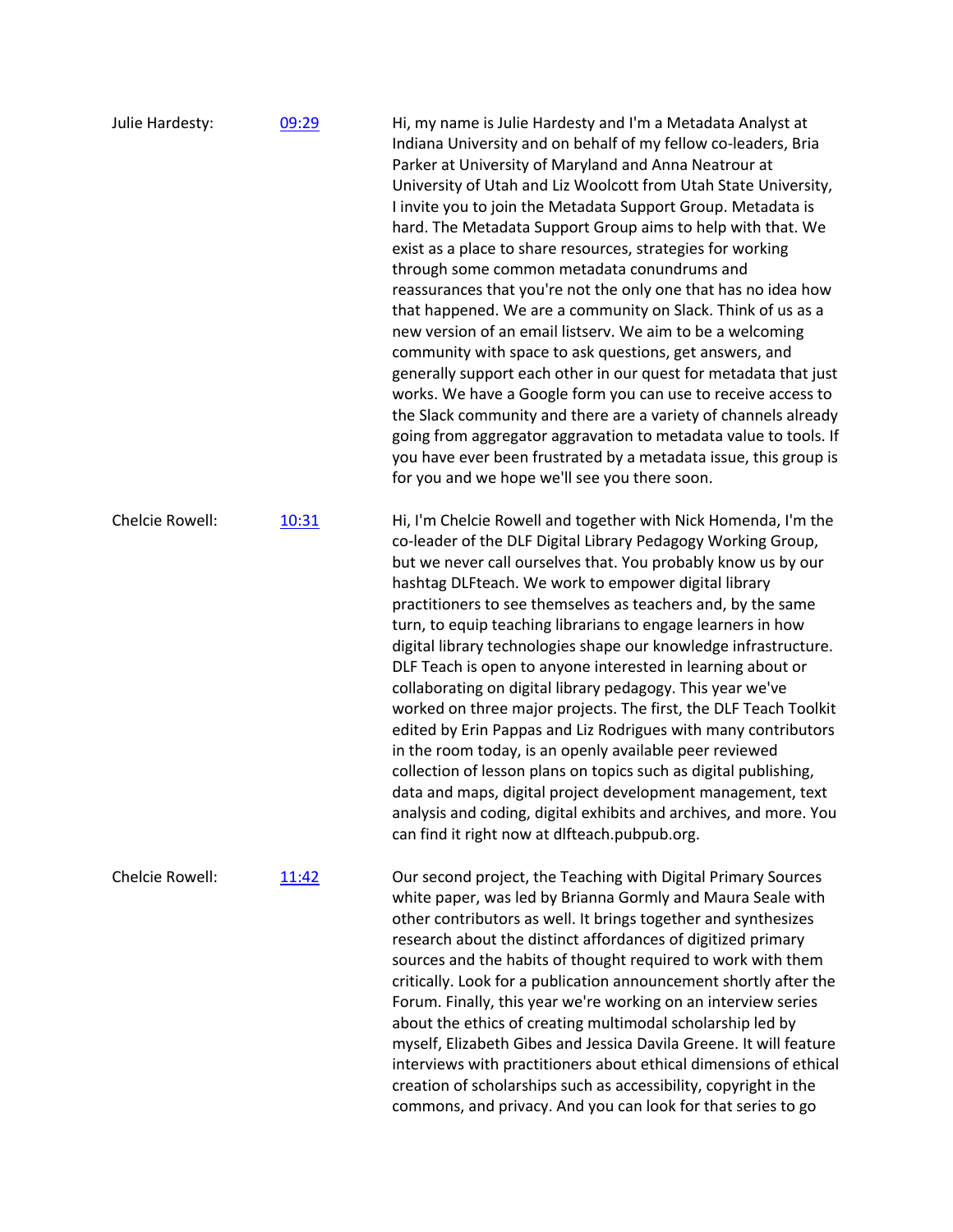Julie Hardesty: [09:29]

Hi, my name is Julie Hardesty and I'm a Metadata Analyst at Indiana University and on behalf of my fellow co-leaders, Bria Parker at University of Maryland and Anna Neatrour at University of Utah and Liz Woolcott from Utah State University, I invite you to join the Metadata Support Group. Metadata is hard. The Metadata Support Group aims to help with that. We exist as a place to share resources, strategies for working through some common metadata conundrums and reassurances that you're not the only one that has no idea how that happened. We are a community on Slack. Think of us as a new version of an email listserv. We aim to be a welcoming community with space to ask questions, get answers, and generally support each other in our quest for metadata that just works. We have a Google form you can use to receive access to the Slack community and there are a variety of channels already going from aggregator aggravation to metadata value to tools. If you have ever been frustrated by a metadata issue, this group is for you and we hope we'll see you there soon.

Chelcie Rowell: [10:31]

Hi, I'm Chelcie Rowell and together with Nick Homenda, I'm the co-leader of the DLF Digital Library Pedagogy Working Group, but we never call ourselves that. You probably know us by our hashtag DLFteach. We work to empower digital library practitioners to see themselves as teachers and, by the same turn, to equip teaching librarians to engage learners in how digital library technologies shape our knowledge infrastructure. DLF Teach is open to anyone interested in learning about or collaborating on digital library pedagogy. This year we've worked on three major projects. The first, the DLF Teach Toolkit edited by Erin Pappas and Liz Rodrigues with many contributors in the room today, is an openly available peer reviewed collection of lesson plans on topics such as digital publishing, data and maps, digital project development management, text analysis and coding, digital exhibits and archives, and more. You can find it right now at dlfteach.pubpub.org.

Chelcie Rowell: [11:42]

Our second project, the Teaching with Digital Primary Sources white paper, was led by Brianna Gormly and Maura Seale with other contributors as well. It brings together and synthesizes research about the distinct affordances of digitized primary sources and the habits of thought required to work with them critically. Look for a publication announcement shortly after the Forum. Finally, this year we're working on an interview series about the ethics of creating multimodal scholarship led by myself, Elizabeth Gibes and Jessica Davila Greene. It will feature interviews with practitioners about ethical dimensions of ethical creation of scholarships such as accessibility, copyright in the commons, and privacy. And you can look for that series to go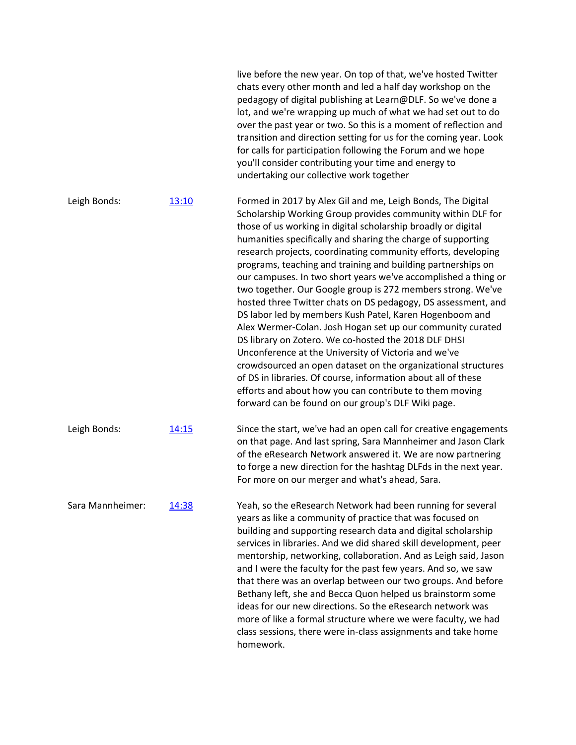live before the new year. On top of that, we've hosted Twitter chats every other month and led a half day workshop on the pedagogy of digital publishing at Learn@DLF. So we've done a lot, and we're wrapping up much of what we had set out to do over the past year or two. So this is a moment of reflection and transition and direction setting for us for the coming year. Look for calls for participation following the Forum and we hope you'll consider contributing your time and energy to undertaking our collective work together

| | | |
|---|---|---|
| Leigh Bonds: | 13:10 | Formed in 2017 by Alex Gil and me, Leigh Bonds, The Digital Scholarship Working Group provides community within DLF for those of us working in digital scholarship broadly or digital humanities specifically and sharing the charge of supporting research projects, coordinating community efforts, developing programs, teaching and training and building partnerships on our campuses. In two short years we've accomplished a thing or two together. Our Google group is 272 members strong. We've hosted three Twitter chats on DS pedagogy, DS assessment, and DS labor led by members Kush Patel, Karen Hogenboom and Alex Wermer-Colan. Josh Hogan set up our community curated DS library on Zotero. We co-hosted the 2018 DLF DHSI Unconference at the University of Victoria and we've crowdsourced an open dataset on the organizational structures of DS in libraries. Of course, information about all of these efforts and about how you can contribute to them moving forward can be found on our group's DLF Wiki page. |
| Leigh Bonds: | 14:15 | Since the start, we've had an open call for creative engagements on that page. And last spring, Sara Mannheimer and Jason Clark of the eResearch Network answered it. We are now partnering to forge a new direction for the hashtag DLFds in the next year. For more on our merger and what's ahead, Sara. |
| Sara Mannheimer: | 14:38 | Yeah, so the eResearch Network had been running for several years as like a community of practice that was focused on building and supporting research data and digital scholarship services in libraries. And we did shared skill development, peer mentorship, networking, collaboration. And as Leigh said, Jason and I were the faculty for the past few years. And so, we saw that there was an overlap between our two groups. And before Bethany left, she and Becca Quon helped us brainstorm some ideas for our new directions. So the eResearch network was more of like a formal structure where we were faculty, we had class sessions, there were in-class assignments and take home homework. |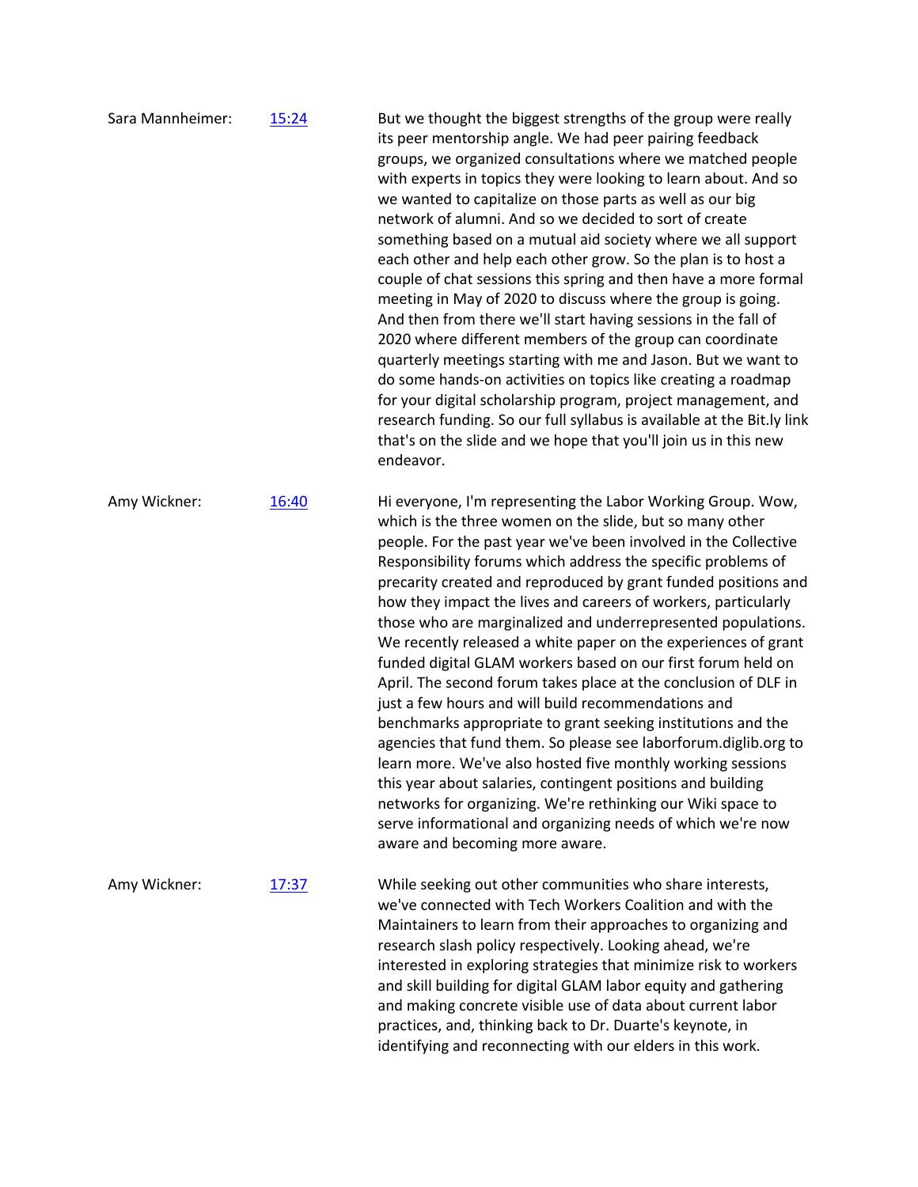Sara Mannheimer: [15:24]

But we thought the biggest strengths of the group were really its peer mentorship angle. We had peer pairing feedback groups, we organized consultations where we matched people with experts in topics they were looking to learn about. And so we wanted to capitalize on those parts as well as our big network of alumni. And so we decided to sort of create something based on a mutual aid society where we all support each other and help each other grow. So the plan is to host a couple of chat sessions this spring and then have a more formal meeting in May of 2020 to discuss where the group is going. And then from there we'll start having sessions in the fall of 2020 where different members of the group can coordinate quarterly meetings starting with me and Jason. But we want to do some hands-on activities on topics like creating a roadmap for your digital scholarship program, project management, and research funding. So our full syllabus is available at the Bit.ly link that's on the slide and we hope that you'll join us in this new endeavor.

Amy Wickner: [16:40]

Hi everyone, I'm representing the Labor Working Group. Wow, which is the three women on the slide, but so many other people. For the past year we've been involved in the Collective Responsibility forums which address the specific problems of precarity created and reproduced by grant funded positions and how they impact the lives and careers of workers, particularly those who are marginalized and underrepresented populations. We recently released a white paper on the experiences of grant funded digital GLAM workers based on our first forum held on April. The second forum takes place at the conclusion of DLF in just a few hours and will build recommendations and benchmarks appropriate to grant seeking institutions and the agencies that fund them. So please see laborforum.diglib.org to learn more. We've also hosted five monthly working sessions this year about salaries, contingent positions and building networks for organizing. We're rethinking our Wiki space to serve informational and organizing needs of which we're now aware and becoming more aware.

Amy Wickner: [17:37]

While seeking out other communities who share interests, we've connected with Tech Workers Coalition and with the Maintainers to learn from their approaches to organizing and research slash policy respectively. Looking ahead, we're interested in exploring strategies that minimize risk to workers and skill building for digital GLAM labor equity and gathering and making concrete visible use of data about current labor practices, and, thinking back to Dr. Duarte's keynote, in identifying and reconnecting with our elders in this work.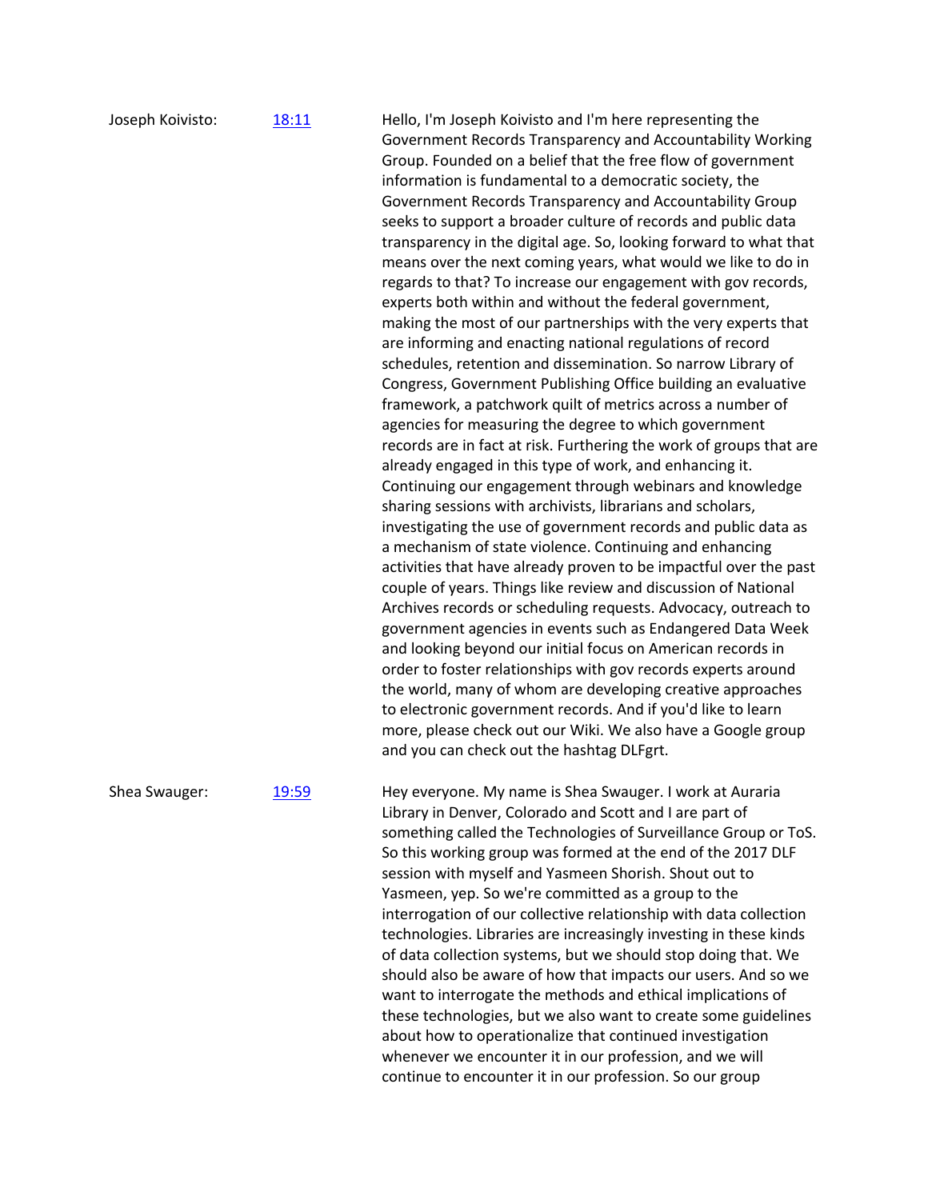Joseph Koivisto: [18:11]

Hello, I'm Joseph Koivisto and I'm here representing the Government Records Transparency and Accountability Working Group. Founded on a belief that the free flow of government information is fundamental to a democratic society, the Government Records Transparency and Accountability Group seeks to support a broader culture of records and public data transparency in the digital age. So, looking forward to what that means over the next coming years, what would we like to do in regards to that? To increase our engagement with gov records, experts both within and without the federal government, making the most of our partnerships with the very experts that are informing and enacting national regulations of record schedules, retention and dissemination. So narrow Library of Congress, Government Publishing Office building an evaluative framework, a patchwork quilt of metrics across a number of agencies for measuring the degree to which government records are in fact at risk. Furthering the work of groups that are already engaged in this type of work, and enhancing it. Continuing our engagement through webinars and knowledge sharing sessions with archivists, librarians and scholars, investigating the use of government records and public data as a mechanism of state violence. Continuing and enhancing activities that have already proven to be impactful over the past couple of years. Things like review and discussion of National Archives records or scheduling requests. Advocacy, outreach to government agencies in events such as Endangered Data Week and looking beyond our initial focus on American records in order to foster relationships with gov records experts around the world, many of whom are developing creative approaches to electronic government records. And if you'd like to learn more, please check out our Wiki. We also have a Google group and you can check out the hashtag DLFgrt.

Shea Swauger: [19:59]

Hey everyone. My name is Shea Swauger. I work at Auraria Library in Denver, Colorado and Scott and I are part of something called the Technologies of Surveillance Group or ToS. So this working group was formed at the end of the 2017 DLF session with myself and Yasmeen Shorish. Shout out to Yasmeen, yep. So we're committed as a group to the interrogation of our collective relationship with data collection technologies. Libraries are increasingly investing in these kinds of data collection systems, but we should stop doing that. We should also be aware of how that impacts our users. And so we want to interrogate the methods and ethical implications of these technologies, but we also want to create some guidelines about how to operationalize that continued investigation whenever we encounter it in our profession, and we will continue to encounter it in our profession. So our group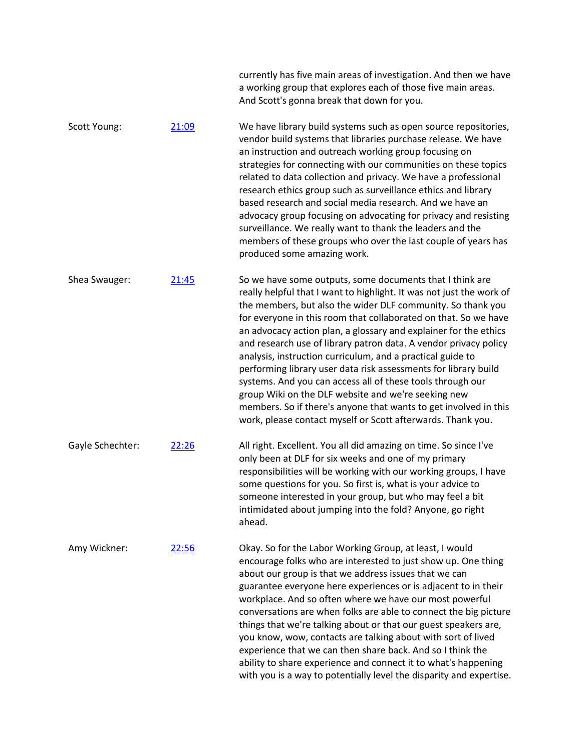currently has five main areas of investigation. And then we have a working group that explores each of those five main areas. And Scott's gonna break that down for you.

| | | |
|---|---|---|
| Scott Young: | [21:09]() | We have library build systems such as open source repositories, vendor build systems that libraries purchase release. We have an instruction and outreach working group focusing on strategies for connecting with our communities on these topics related to data collection and privacy. We have a professional research ethics group such as surveillance ethics and library based research and social media research. And we have an advocacy group focusing on advocating for privacy and resisting surveillance. We really want to thank the leaders and the members of these groups who over the last couple of years has produced some amazing work. |
| Shea Swauger: | [21:45]() | So we have some outputs, some documents that I think are really helpful that I want to highlight. It was not just the work of the members, but also the wider DLF community. So thank you for everyone in this room that collaborated on that. So we have an advocacy action plan, a glossary and explainer for the ethics and research use of library patron data. A vendor privacy policy analysis, instruction curriculum, and a practical guide to performing library user data risk assessments for library build systems. And you can access all of these tools through our group Wiki on the DLF website and we're seeking new members. So if there's anyone that wants to get involved in this work, please contact myself or Scott afterwards. Thank you. |
| Gayle Schechter: | [22:26]() | All right. Excellent. You all did amazing on time. So since I've only been at DLF for six weeks and one of my primary responsibilities will be working with our working groups, I have some questions for you. So first is, what is your advice to someone interested in your group, but who may feel a bit intimidated about jumping into the fold? Anyone, go right ahead. |
| Amy Wickner: | [22:56]() | Okay. So for the Labor Working Group, at least, I would encourage folks who are interested to just show up. One thing about our group is that we address issues that we can guarantee everyone here experiences or is adjacent to in their workplace. And so often where we have our most powerful conversations are when folks are able to connect the big picture things that we're talking about or that our guest speakers are, you know, wow, contacts are talking about with sort of lived experience that we can then share back. And so I think the ability to share experience and connect it to what's happening with you is a way to potentially level the disparity and expertise. |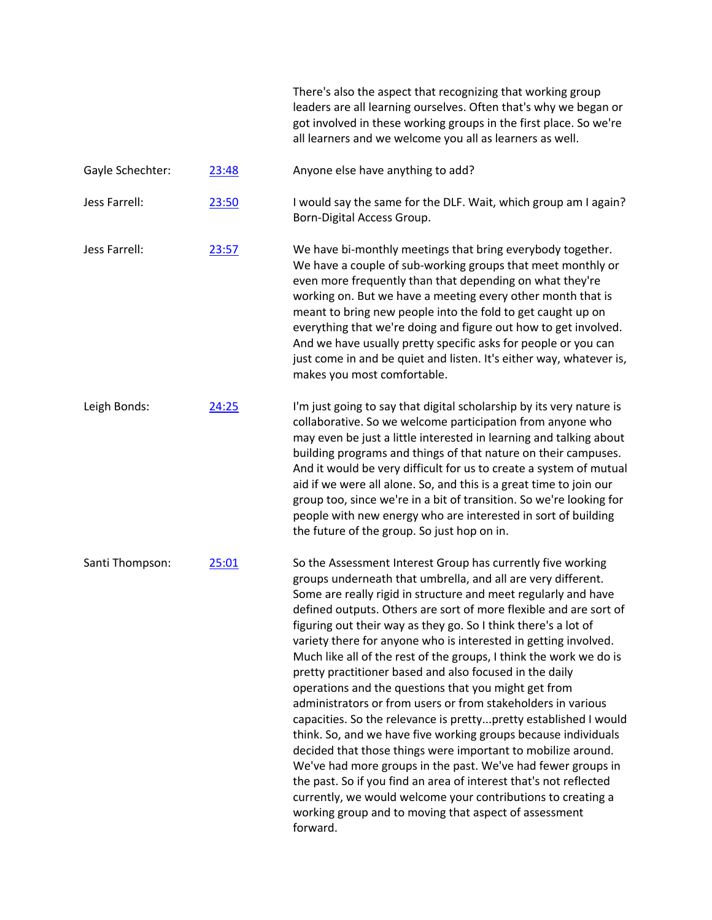There's also the aspect that recognizing that working group leaders are all learning ourselves. Often that's why we began or got involved in these working groups in the first place. So we're all learners and we welcome you all as learners as well.

| | | |
|---|---|---|
| Gayle Schechter: | 23:48 | Anyone else have anything to add? |
| Jess Farrell: | 23:50 | I would say the same for the DLF. Wait, which group am I again? Born-Digital Access Group. |
| Jess Farrell: | 23:57 | We have bi-monthly meetings that bring everybody together. We have a couple of sub-working groups that meet monthly or even more frequently than that depending on what they're working on. But we have a meeting every other month that is meant to bring new people into the fold to get caught up on everything that we're doing and figure out how to get involved. And we have usually pretty specific asks for people or you can just come in and be quiet and listen. It's either way, whatever is, makes you most comfortable. |
| Leigh Bonds: | 24:25 | I'm just going to say that digital scholarship by its very nature is collaborative. So we welcome participation from anyone who may even be just a little interested in learning and talking about building programs and things of that nature on their campuses. And it would be very difficult for us to create a system of mutual aid if we were all alone. So, and this is a great time to join our group too, since we're in a bit of transition. So we're looking for people with new energy who are interested in sort of building the future of the group. So just hop on in. |
| Santi Thompson: | 25:01 | So the Assessment Interest Group has currently five working groups underneath that umbrella, and all are very different. Some are really rigid in structure and meet regularly and have defined outputs. Others are sort of more flexible and are sort of figuring out their way as they go. So I think there's a lot of variety there for anyone who is interested in getting involved. Much like all of the rest of the groups, I think the work we do is pretty practitioner based and also focused in the daily operations and the questions that you might get from administrators or from users or from stakeholders in various capacities. So the relevance is pretty...pretty established I would think. So, and we have five working groups because individuals decided that those things were important to mobilize around. We've had more groups in the past. We've had fewer groups in the past. So if you find an area of interest that's not reflected currently, we would welcome your contributions to creating a working group and to moving that aspect of assessment forward. |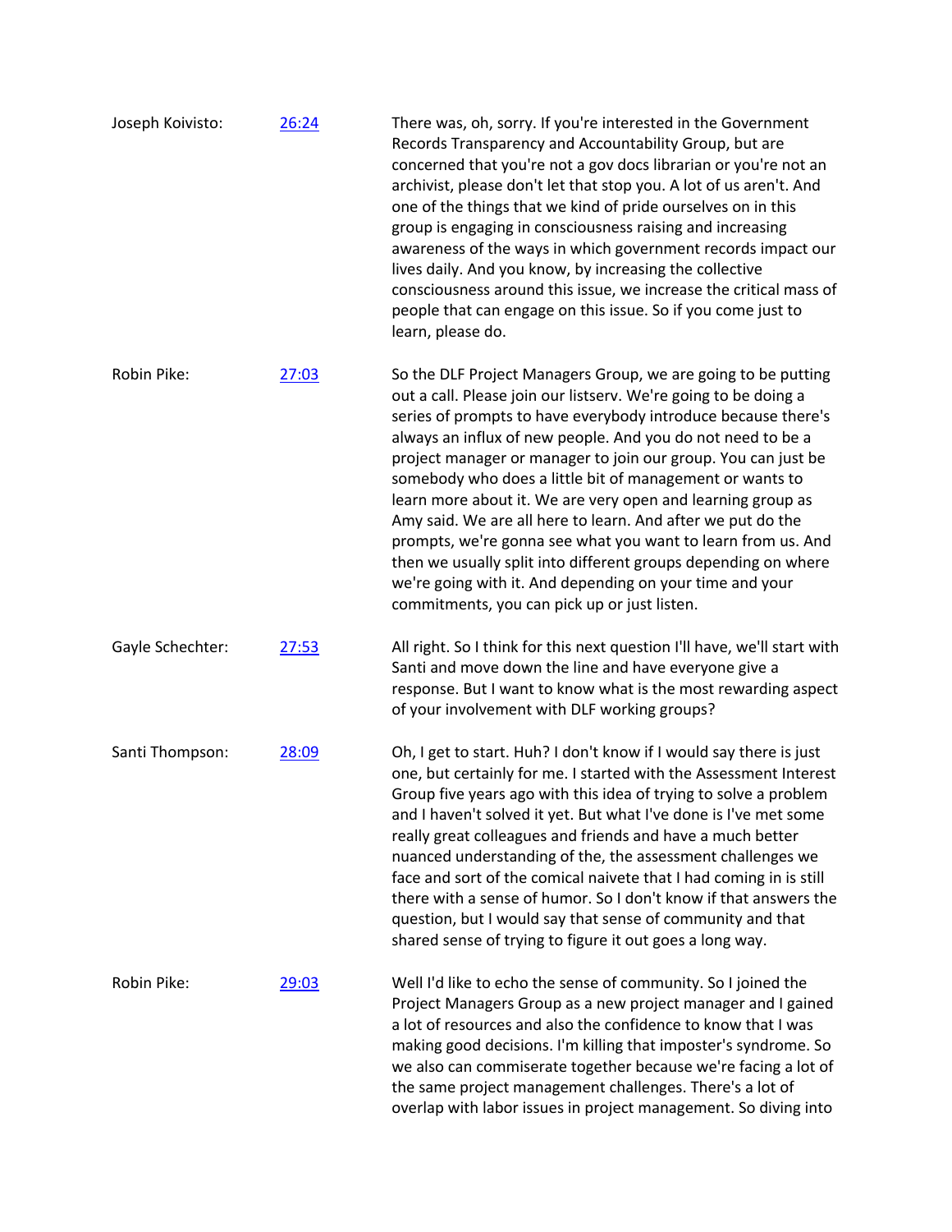Joseph Koivisto: [26:24] There was, oh, sorry. If you're interested in the Government Records Transparency and Accountability Group, but are concerned that you're not a gov docs librarian or you're not an archivist, please don't let that stop you. A lot of us aren't. And one of the things that we kind of pride ourselves on in this group is engaging in consciousness raising and increasing awareness of the ways in which government records impact our lives daily. And you know, by increasing the collective consciousness around this issue, we increase the critical mass of people that can engage on this issue. So if you come just to learn, please do.

Robin Pike: [27:03] So the DLF Project Managers Group, we are going to be putting out a call. Please join our listserv. We're going to be doing a series of prompts to have everybody introduce because there's always an influx of new people. And you do not need to be a project manager or manager to join our group. You can just be somebody who does a little bit of management or wants to learn more about it. We are very open and learning group as Amy said. We are all here to learn. And after we put do the prompts, we're gonna see what you want to learn from us. And then we usually split into different groups depending on where we're going with it. And depending on your time and your commitments, you can pick up or just listen.

Gayle Schechter: [27:53] All right. So I think for this next question I'll have, we'll start with Santi and move down the line and have everyone give a response. But I want to know what is the most rewarding aspect of your involvement with DLF working groups?

Santi Thompson: [28:09] Oh, I get to start. Huh? I don't know if I would say there is just one, but certainly for me. I started with the Assessment Interest Group five years ago with this idea of trying to solve a problem and I haven't solved it yet. But what I've done is I've met some really great colleagues and friends and have a much better nuanced understanding of the, the assessment challenges we face and sort of the comical naivete that I had coming in is still there with a sense of humor. So I don't know if that answers the question, but I would say that sense of community and that shared sense of trying to figure it out goes a long way.

Robin Pike: [29:03] Well I'd like to echo the sense of community. So I joined the Project Managers Group as a new project manager and I gained a lot of resources and also the confidence to know that I was making good decisions. I'm killing that imposter's syndrome. So we also can commiserate together because we're facing a lot of the same project management challenges. There's a lot of overlap with labor issues in project management. So diving into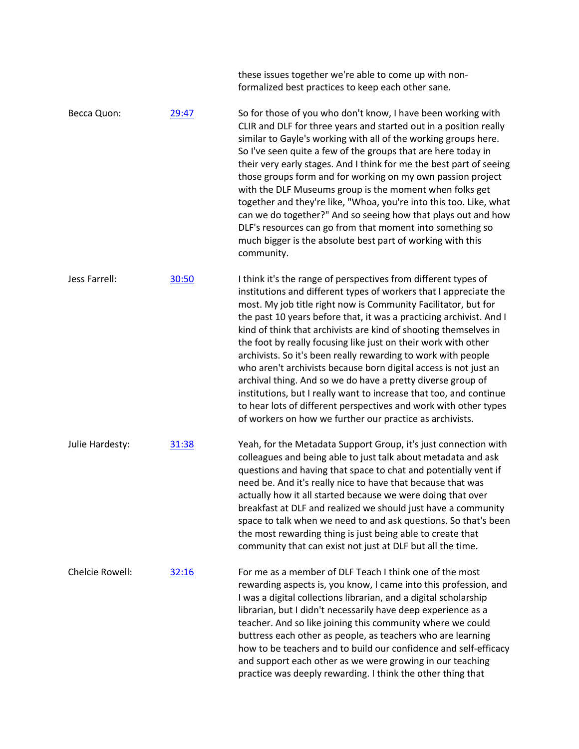these issues together we're able to come up with non-formalized best practices to keep each other sane.

Becca Quon: [29:47]

So for those of you who don't know, I have been working with CLIR and DLF for three years and started out in a position really similar to Gayle's working with all of the working groups here. So I've seen quite a few of the groups that are here today in their very early stages. And I think for me the best part of seeing those groups form and for working on my own passion project with the DLF Museums group is the moment when folks get together and they're like, "Whoa, you're into this too. Like, what can we do together?" And so seeing how that plays out and how DLF's resources can go from that moment into something so much bigger is the absolute best part of working with this community.

Jess Farrell: [30:50]

I think it's the range of perspectives from different types of institutions and different types of workers that I appreciate the most. My job title right now is Community Facilitator, but for the past 10 years before that, it was a practicing archivist. And I kind of think that archivists are kind of shooting themselves in the foot by really focusing like just on their work with other archivists. So it's been really rewarding to work with people who aren't archivists because born digital access is not just an archival thing. And so we do have a pretty diverse group of institutions, but I really want to increase that too, and continue to hear lots of different perspectives and work with other types of workers on how we further our practice as archivists.

Julie Hardesty: [31:38]

Yeah, for the Metadata Support Group, it's just connection with colleagues and being able to just talk about metadata and ask questions and having that space to chat and potentially vent if need be. And it's really nice to have that because that was actually how it all started because we were doing that over breakfast at DLF and realized we should just have a community space to talk when we need to and ask questions. So that's been the most rewarding thing is just being able to create that community that can exist not just at DLF but all the time.

Chelcie Rowell: [32:16]

For me as a member of DLF Teach I think one of the most rewarding aspects is, you know, I came into this profession, and I was a digital collections librarian, and a digital scholarship librarian, but I didn't necessarily have deep experience as a teacher. And so like joining this community where we could buttress each other as people, as teachers who are learning how to be teachers and to build our confidence and self-efficacy and support each other as we were growing in our teaching practice was deeply rewarding. I think the other thing that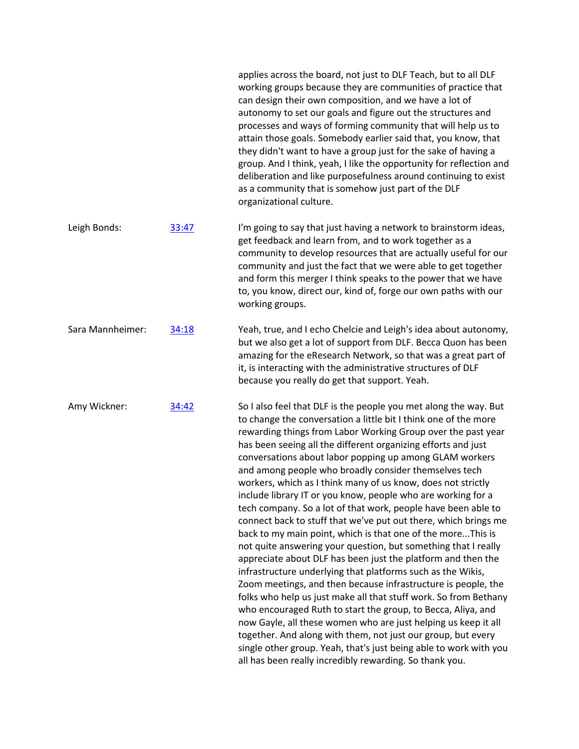applies across the board, not just to DLF Teach, but to all DLF working groups because they are communities of practice that can design their own composition, and we have a lot of autonomy to set our goals and figure out the structures and processes and ways of forming community that will help us to attain those goals. Somebody earlier said that, you know, that they didn't want to have a group just for the sake of having a group. And I think, yeah, I like the opportunity for reflection and deliberation and like purposefulness around continuing to exist as a community that is somehow just part of the DLF organizational culture.

| | | |
|---|---|---|
| Leigh Bonds: | [33:47]() | I'm going to say that just having a network to brainstorm ideas, get feedback and learn from, and to work together as a community to develop resources that are actually useful for our community and just the fact that we were able to get together and form this merger I think speaks to the power that we have to, you know, direct our, kind of, forge our own paths with our working groups. |
| Sara Mannheimer: | [34:18]() | Yeah, true, and I echo Chelcie and Leigh's idea about autonomy, but we also get a lot of support from DLF. Becca Quon has been amazing for the eResearch Network, so that was a great part of it, is interacting with the administrative structures of DLF because you really do get that support. Yeah. |
| Amy Wickner: | [34:42]() | So I also feel that DLF is the people you met along the way. But to change the conversation a little bit I think one of the more rewarding things from Labor Working Group over the past year has been seeing all the different organizing efforts and just conversations about labor popping up among GLAM workers and among people who broadly consider themselves tech workers, which as I think many of us know, does not strictly include library IT or you know, people who are working for a tech company. So a lot of that work, people have been able to connect back to stuff that we've put out there, which brings me back to my main point, which is that one of the more...This is not quite answering your question, but something that I really appreciate about DLF has been just the platform and then the infrastructure underlying that platforms such as the Wikis, Zoom meetings, and then because infrastructure is people, the folks who help us just make all that stuff work. So from Bethany who encouraged Ruth to start the group, to Becca, Aliya, and now Gayle, all these women who are just helping us keep it all together. And along with them, not just our group, but every single other group. Yeah, that's just being able to work with you all has been really incredibly rewarding. So thank you. |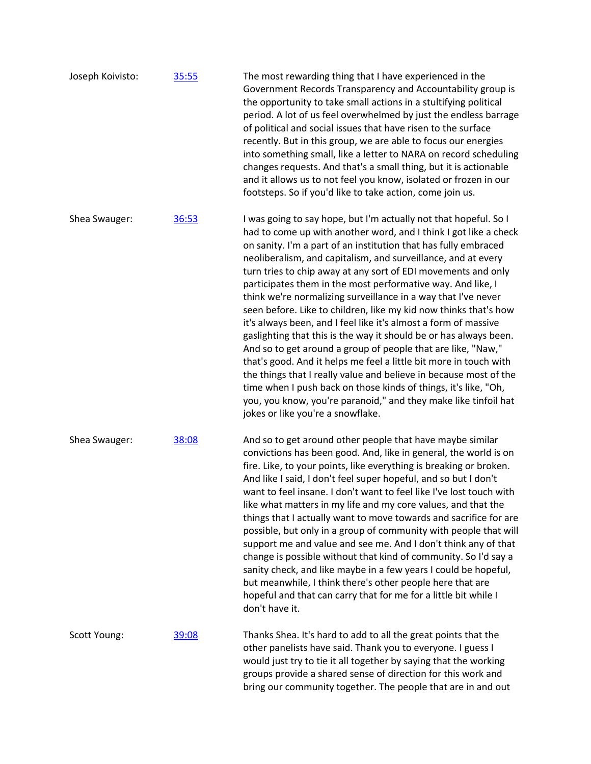Joseph Koivisto: [35:55]

The most rewarding thing that I have experienced in the Government Records Transparency and Accountability group is the opportunity to take small actions in a stultifying political period. A lot of us feel overwhelmed by just the endless barrage of political and social issues that have risen to the surface recently. But in this group, we are able to focus our energies into something small, like a letter to NARA on record scheduling changes requests. And that's a small thing, but it is actionable and it allows us to not feel you know, isolated or frozen in our footsteps. So if you'd like to take action, come join us.

Shea Swauger: [36:53]

I was going to say hope, but I'm actually not that hopeful. So I had to come up with another word, and I think I got like a check on sanity. I'm a part of an institution that has fully embraced neoliberalism, and capitalism, and surveillance, and at every turn tries to chip away at any sort of EDI movements and only participates them in the most performative way. And like, I think we're normalizing surveillance in a way that I've never seen before. Like to children, like my kid now thinks that's how it's always been, and I feel like it's almost a form of massive gaslighting that this is the way it should be or has always been. And so to get around a group of people that are like, "Naw," that's good. And it helps me feel a little bit more in touch with the things that I really value and believe in because most of the time when I push back on those kinds of things, it's like, "Oh, you, you know, you're paranoid," and they make like tinfoil hat jokes or like you're a snowflake.

Shea Swauger: [38:08]

And so to get around other people that have maybe similar convictions has been good. And, like in general, the world is on fire. Like, to your points, like everything is breaking or broken. And like I said, I don't feel super hopeful, and so but I don't want to feel insane. I don't want to feel like I've lost touch with like what matters in my life and my core values, and that the things that I actually want to move towards and sacrifice for are possible, but only in a group of community with people that will support me and value and see me. And I don't think any of that change is possible without that kind of community. So I'd say a sanity check, and like maybe in a few years I could be hopeful, but meanwhile, I think there's other people here that are hopeful and that can carry that for me for a little bit while I don't have it.

Scott Young: [39:08]

Thanks Shea. It's hard to add to all the great points that the other panelists have said. Thank you to everyone. I guess I would just try to tie it all together by saying that the working groups provide a shared sense of direction for this work and bring our community together. The people that are in and out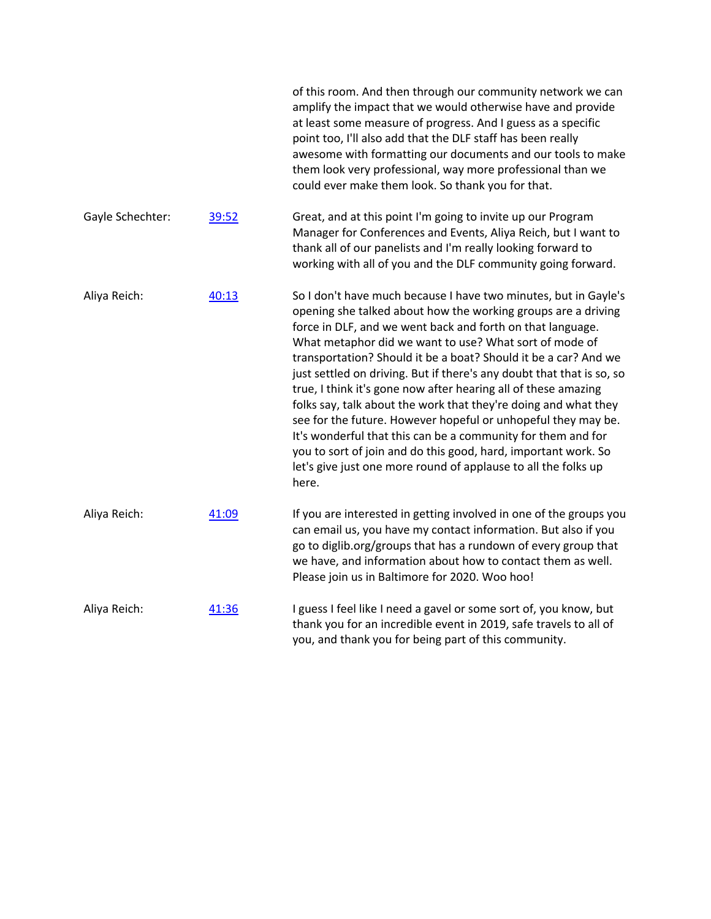of this room. And then through our community network we can amplify the impact that we would otherwise have and provide at least some measure of progress. And I guess as a specific point too, I'll also add that the DLF staff has been really awesome with formatting our documents and our tools to make them look very professional, way more professional than we could ever make them look. So thank you for that.

Gayle Schechter: 39:52 Great, and at this point I'm going to invite up our Program Manager for Conferences and Events, Aliya Reich, but I want to thank all of our panelists and I'm really looking forward to working with all of you and the DLF community going forward.

Aliya Reich: 40:13 So I don't have much because I have two minutes, but in Gayle's opening she talked about how the working groups are a driving force in DLF, and we went back and forth on that language. What metaphor did we want to use? What sort of mode of transportation? Should it be a boat? Should it be a car? And we just settled on driving. But if there's any doubt that that is so, so true, I think it's gone now after hearing all of these amazing folks say, talk about the work that they're doing and what they see for the future. However hopeful or unhopeful they may be. It's wonderful that this can be a community for them and for you to sort of join and do this good, hard, important work. So let's give just one more round of applause to all the folks up here.

Aliya Reich: 41:09 If you are interested in getting involved in one of the groups you can email us, you have my contact information. But also if you go to diglib.org/groups that has a rundown of every group that we have, and information about how to contact them as well. Please join us in Baltimore for 2020. Woo hoo!

Aliya Reich: 41:36 I guess I feel like I need a gavel or some sort of, you know, but thank you for an incredible event in 2019, safe travels to all of you, and thank you for being part of this community.